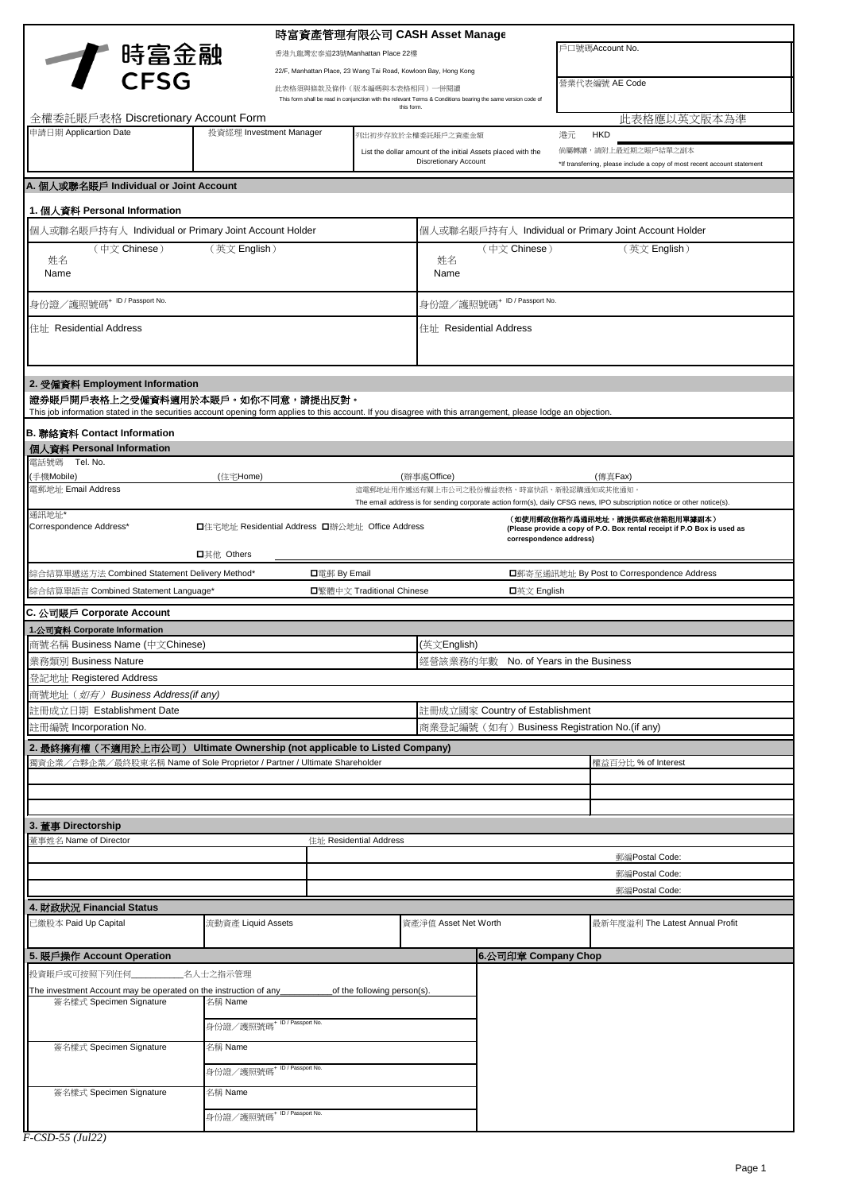時富金融 CFSG

**時富資產管理有限公司 CASH Asset Manage**

香港九龍灣宏泰道23號Manhattan Place 22樓

22/F, Manhattan Place, 23 Wang Tai Road, Kowloon Bay, Hong Kong

此表格須與條款及條件（版本編碼與本表格相同）一併閱讀

This form shall be read in conjunction with the relevant Terms & Conditions bearing the same version code of this form.

| 戶口號碼Account No. |
|---|
| 營業代表編號 AE Code |

# 全權委託賬戶表格 Discretionary Account Form

此表格應以英文版本為準

| 申請日期 Applicartion Date | 投資經理 Investment Manager | 列出初步存放於全權委託賬戶之資產金額 List the dollar amount of the initial Assets placed with the Discretionary Account | 港元 HKD<br>倘屬轉讓，請附上最近期之賬戶結單之副本<br>*If transferring, please include a copy of most recent account statement |
|---|---|---|---|
| | | | |

## A. 個人或聯名賬戶 Individual or Joint Account

### 1. 個人資料 Personal Information

| 個人或聯名賬戶持有人 Individual or Primary Joint Account Holder | | 個人或聯名賬戶持有人 Individual or Primary Joint Account Holder | |
|---|---|---|---|
| 姓名 Name （中文 Chinese） | （英文 English） | 姓名 Name （中文 Chinese） | （英文 English） |
| 身份證／護照號碼+ ID / Passport No. | | 身份證／護照號碼+ ID / Passport No. | |
| 住址 Residential Address | | 住址 Residential Address | |

### 2. 受僱資料 Employment Information

**證券賬戶開戶表格上之受僱資料適用於本賬戶。如你不同意，請提出反對。**

This job information stated in the securities account opening form applies to this account. If you disagree with this arrangement, please lodge an objection.

## B. 聯絡資料 Contact Information

### 個人資料 Personal Information

| 電話號碼 Tel. No. | | | |
|---|---|---|---|
| (手機Mobile) | (住宅Home) | (辦事處Office) | (傳真Fax) |
| 電郵地址 Email Address | | 這電郵地址用作遞送有關上市公司之股份權益表格、時富快訊、新股認購通知或其他通知。<br>The email address is for sending corporate action form(s), daily CFSG news, IPO subscription notice or other notice(s). | |
| 通訊地址* Correspondence Address* | ☐住宅地址 Residential Address ☐辦公地址 Office Address ☐其他 Others | **（如使用郵政信箱作爲通訊地址，請提供郵政信箱租用單據副本）(Please provide a copy of P.O. Box rental receipt if P.O Box is used as correspondence address)** | |
| 綜合結算單遞送方法 Combined Statement Delivery Method* | ☐電郵 By Email | ☐郵寄至通訊地址 By Post to Correspondence Address | |
| 綜合結算單語言 Combined Statement Language* | ☐繁體中文 Traditional Chinese | ☐英文 English | |

## C. 公司賬戶 Corporate Account

### 1.公司資料 Corporate Information

| | |
|---|---|
| 商號名稱 Business Name (中文Chinese) | (英文English) |
| 業務類別 Business Nature | 經營該業務的年數 No. of Years in the Business |
| 登記地址 Registered Address | |
| 商號地址（*如有*）*Business Address(if any)* | |
| 註冊成立日期 Establishment Date | 註冊成立國家 Country of Establishment |
| 註冊編號 Incorporation No. | 商業登記編號（如有）Business Registration No.(if any) |

### 2. 最終擁有權（不適用於上市公司） Ultimate Ownership (not applicable to Listed Company)

| 獨資企業／合夥企業／最終股東名稱 Name of Sole Proprietor / Partner / Ultimate Shareholder | 權益百分比 % of Interest |
|---|---|
| | |
| | |
| | |

### 3. 董事 Directorship

| 董事姓名 Name of Director | 住址 Residential Address |
|---|---|
| | 郵編Postal Code: |
| | 郵編Postal Code: |
| | 郵編Postal Code: |

### 4. 財政狀況 Financial Status

| 已繳股本 Paid Up Capital | 流動資產 Liquid Assets | 資產淨值 Asset Net Worth | 最新年度溢利 The Latest Annual Profit |
|---|---|---|---|
| | | | |

### 5. 賬戶操作 Account Operation

投資賬戶或可按照下列任何\_\_\_\_\_\_\_\_\_\_名人士之指示管理

The investment Account may be operated on the instruction of any\_\_\_\_\_\_\_\_\_\_of the following person(s).

| 簽名樣式 Specimen Signature | 名稱 Name<br>身份證／護照號碼+ ID / Passport No. |
|---|---|
| 簽名樣式 Specimen Signature | 名稱 Name<br>身份證／護照號碼+ ID / Passport No. |
| 簽名樣式 Specimen Signature | 名稱 Name<br>身份證／護照號碼+ ID / Passport No. |

### 6.公司印章 Company Chop

*F-CSD-55 (Jul22)*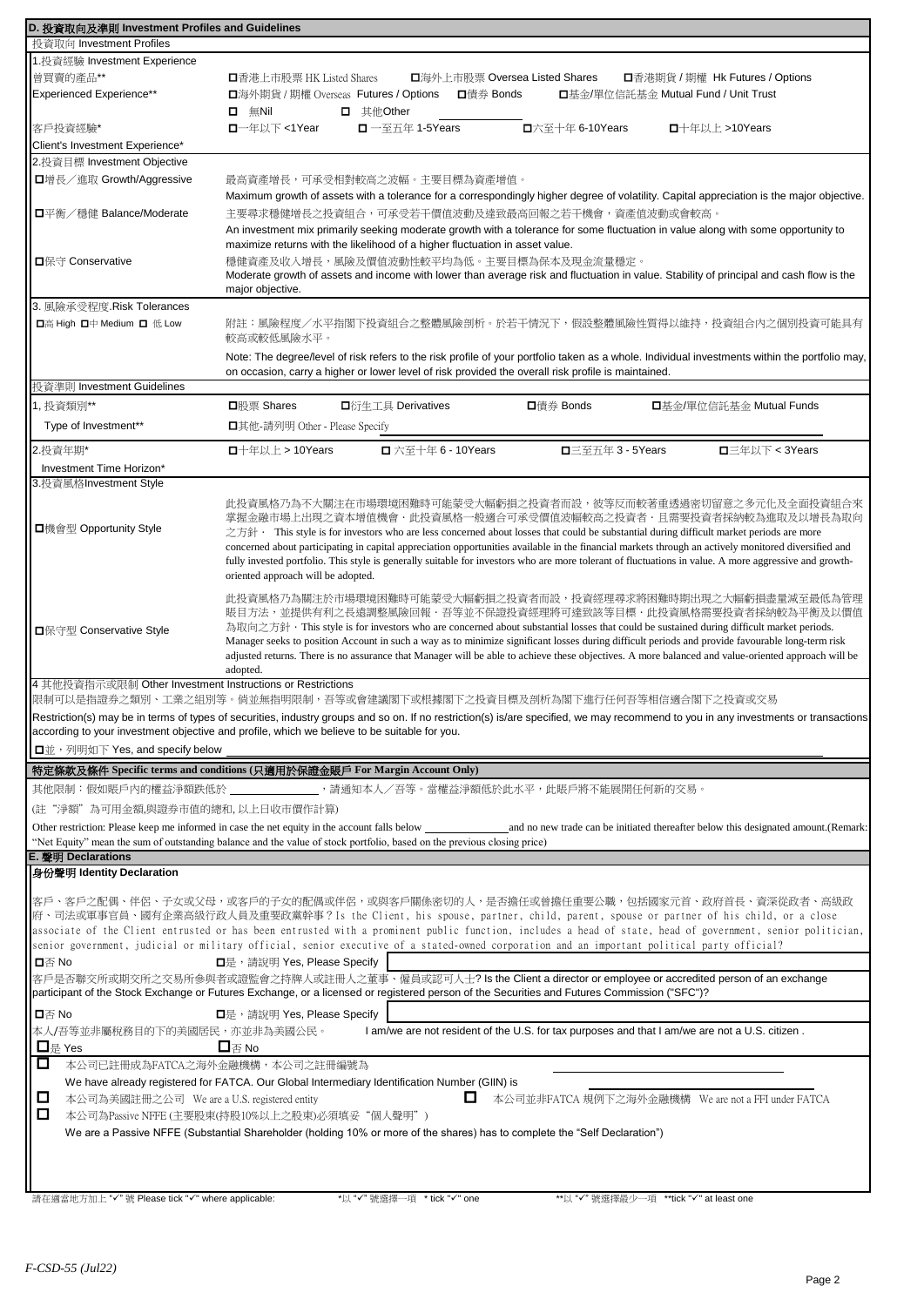## D. 投資取向及準則 Investment Profiles and Guidelines

### 投資取向 Investment Profiles

**1.投資經驗 Investment Experience**

曾買賣的產品** Experienced Experience**

☐香港上市股票 HK Listed Shares ☐海外上市股票 Oversea Listed Shares ☐香港期貨 / 期權 Hk Futures / Options
☐海外期貨 / 期權 Overseas Futures / Options ☐債券 Bonds ☐基金/單位信託基金 Mutual Fund / Unit Trust
☐ 無Nil ☐ 其他Other ________

客戶投資經驗* Client's Investment Experience*

☐一年以下 <1Year ☐一至五年 1-5Years ☐六至十年 6-10Years ☐十年以上 >10Years

**2.投資目標 Investment Objective**

☐增長／進取 Growth/Aggressive
最高資產增長，可承受相對較高之波幅。主要目標為資產增值。
Maximum growth of assets with a tolerance for a correspondingly higher degree of volatility. Capital appreciation is the major objective.

☐平衡／穩健 Balance/Moderate
主要尋求穩健增長之投資組合，可承受若干價值波動及達致最高回報之若干機會，資產值波動或會較高。
An investment mix primarily seeking moderate growth with a tolerance for some fluctuation in value along with some opportunity to maximize returns with the likelihood of a higher fluctuation in asset value.

☐保守 Conservative
穩健資產及收入增長，風險及價值波動性較平均為低。主要目標為保本及現金流量穩定。
Moderate growth of assets and income with lower than average risk and fluctuation in value. Stability of principal and cash flow is the major objective.

**3. 風險承受程度.Risk Tolerances**

☐高 High ☐中 Medium ☐ 低 Low

附註：風險程度／水平指閣下投資組合之整體風險剖析。於若干情況下，假設整體風險性質得以維持，投資組合內之個別投資可能具有較高或較低風險水平。

Note: The degree/level of risk refers to the risk profile of your portfolio taken as a whole. Individual investments within the portfolio may, on occasion, carry a higher or lower level of risk provided the overall risk profile is maintained.

### 投資準則 Investment Guidelines

**1, 投資類別** Type of Investment****

☐股票 Shares ☐衍生工具 Derivatives ☐債券 Bonds ☐基金/單位信託基金 Mutual Funds
☐其他-請列明 Other - Please Specify ________

**2.投資年期* Investment Time Horizon***

☐十年以上 > 10Years ☐ 六至十年 6 - 10Years ☐三至五年 3 - 5Years ☐三年以下 < 3Years

**3.投資風格Investment Style**

☐機會型 Opportunity Style
此投資風格乃為不大關注在市場環境困難時可能蒙受大幅虧損之投資者而設，彼等反而較著重透過密切留意之多元化及全面投資組合來掌握金融市場上出現之資本增值機會，此投資風格一般適合可承受價值波幅較高之投資者，且需要投資者採納較為進取及以增長為取向之方針。 This style is for investors who are less concerned about losses that could be substantial during difficult market periods are more concerned about participating in capital appreciation opportunities available in the financial markets through an actively monitored diversified and fully invested portfolio. This style is generally suitable for investors who are more tolerant of fluctuations in value. A more aggressive and growth-oriented approach will be adopted.

☐保守型 Conservative Style
此投資風格乃為關注於市場環境困難時可能蒙受大幅虧損之投資者而設，投資經理尋求將困難時期出現之大幅虧損盡量減至最低為管賬目方法，並提供有利之長遠調整風險回報，吾等並不保證投資經理將可達致該等目標，此投資風格需要投資者採納較為平衡及以價值為取向之方針。This style is for investors who are concerned about substantial losses that could be sustained during difficult market periods. Manager seeks to position Account in such a way as to minimize significant losses during difficult periods and provide favourable long-term risk adjusted returns. There is no assurance that Manager will be able to achieve these objectives. A more balanced and value-oriented approach will be adopted.

**4 其他投資指示或限制 Other Investment Instructions or Restrictions**

限制可以是指證券之類別、工業之組別等。倘並無指明限制，吾等或會建議閣下或根據閣下之投資目標及剖析為閣下進行任何吾等相信適合閣下之投資或交易

Restriction(s) may be in terms of types of securities, industry groups and so on. If no restriction(s) is/are specified, we may recommend to you in any investments or transactions according to your investment objective and profile, which we believe to be suitable for you.

☐並，列明如下 Yes, and specify below ________

### 特定條款及條件 Specific terms and conditions (只適用於保證金賬戶 For Margin Account Only)

其他限制：假如賬戶內的權益淨額跌低於 ________，請通知本人／吾等。當權益淨額低於此水平，此賬戶將不能展開任何新的交易。

(註"淨額"為可用金額,與證券市值的總和, 以上日收市價作計算)

Other restriction: Please keep me informed in case the net equity in the account falls below ________ and no new trade can be initiated thereafter below this designated amount.(Remark: "Net Equity" mean the sum of outstanding balance and the value of stock portfolio, based on the previous closing price)

## E. 聲明 Declarations

### 身份聲明 Identity Declaration

客戶、客戶之配偶、伴侶、子女或父母，或客戶的子女的配偶或伴侶，或與客戶關係密切的人，是否擔任或曾擔任重要公職，包括國家元首、政府首長、資深從政者、高級政府、司法或軍事官員、國有企業高級行政人員及重要政黨幹事？Is the Client, his spouse, partner, child, parent, spouse or partner of his child, or a close associate of the Client entrusted or has been entrusted with a prominent public function, includes a head of state, head of government, senior politician, senior government, judicial or military official, senior executive of a stated-owned corporation and an important political party official?

☐否 No ☐是，請說明 Yes, Please Specify ________

客戶是否聯交所或期交所之交易所參與者或證監會之持牌人或註冊人之董事、僱員或認可人士? Is the Client a director or employee or accredited person of an exchange participant of the Stock Exchange or Futures Exchange, or a licensed or registered person of the Securities and Futures Commission ("SFC")?

☐否 No ☐是，請說明 Yes, Please Specify ________

本人/吾等並非屬稅務目的下的美國居民，亦並非為美國公民。 I am/we are not resident of the U.S. for tax purposes and that I am/we are not a U.S. citizen .

☐是 Yes ☐否 No

☐ 本公司已註冊成為FATCA之海外金融機構，本公司之註冊編號為 ________
We have already registered for FATCA. Our Global Intermediary Identification Number (GIIN) is ________

☐ 本公司為美國註冊之公司 We are a U.S. registered entity ☐ 本公司並非FATCA 規例下之海外金融機構 We are not a FFI under FATCA

☐ 本公司為Passive NFFE (主要股東(持股10%以上之股東)必須填妥"個人聲明")
We are a Passive NFFE (Substantial Shareholder (holding 10% or more of the shares) has to complete the "Self Declaration")

請在適當地方加上 "✓" 號 Please tick "✓" where applicable: *以 "✓" 號選擇一項 * tick "✓" one **以 "✓" 號選擇最少一項 **tick "✓" at least one

F-CSD-55 (Jul22)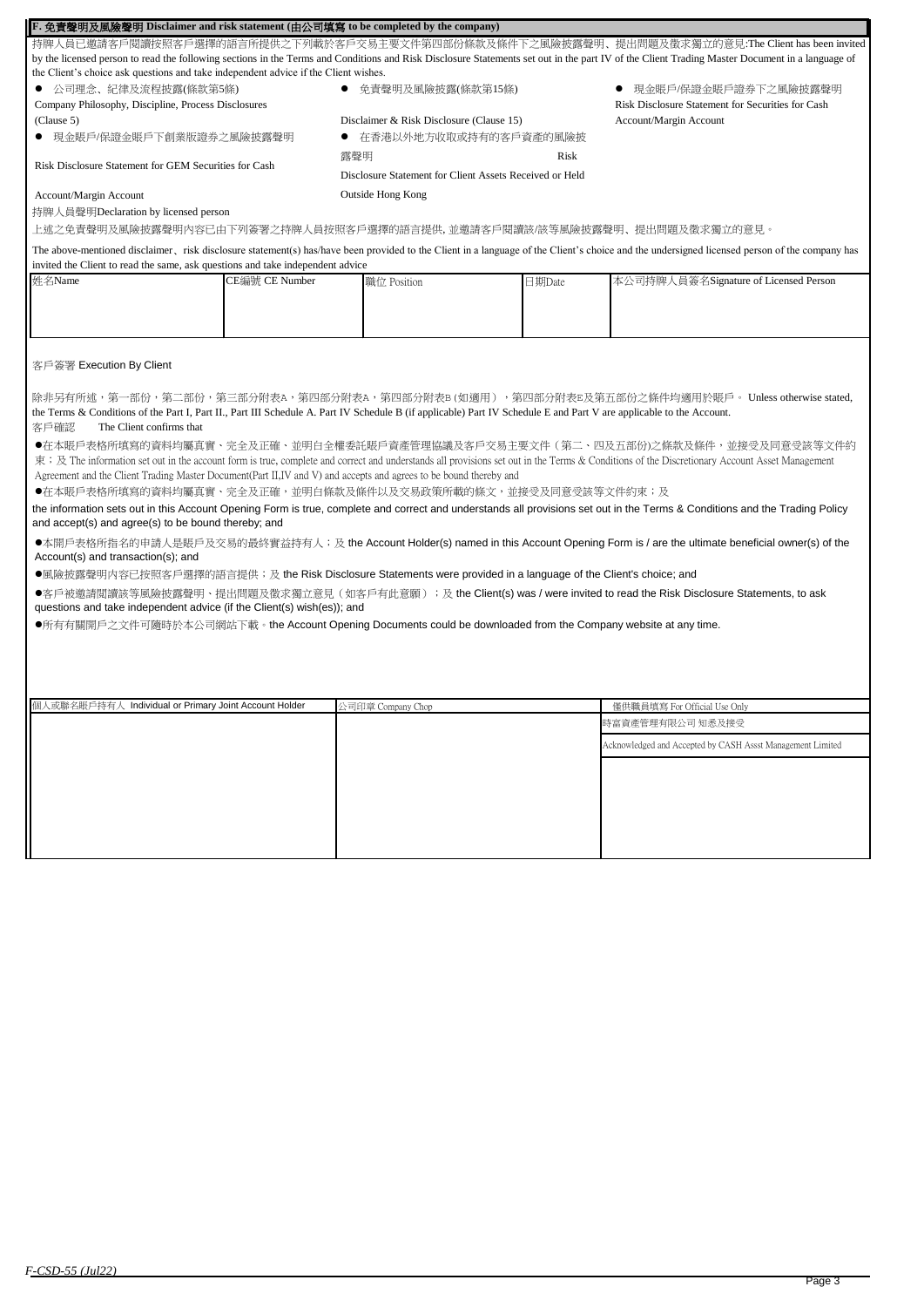## F. 免責聲明及風險聲明 Disclaimer and risk statement (由公司填寫 to be completed by the company)

持牌人員已邀請客戶閱讀按照客戶選擇的語言所提供之下列載於客戶交易主要文件第四部份條款及條件下之風險披露聲明、提出問題及徵求獨立的意見:The Client has been invited by the licensed person to read the following sections in the Terms and Conditions and Risk Disclosure Statements set out in the part IV of the Client Trading Master Document in a language of the Client's choice ask questions and take independent advice if the Client wishes.

- 公司理念、紀律及流程披露(條款第5條) Company Philosophy, Discipline, Process Disclosures (Clause 5)
- 免責聲明及風險披露(條款第15條) Disclaimer & Risk Disclosure (Clause 15)
- 現金賬戶/保證金賬戶證券下之風險披露聲明 Risk Disclosure Statement for Securities for Cash Account/Margin Account
- 現金賬戶/保證金賬戶下創業版證券之風險披露聲明 Risk Disclosure Statement for GEM Securities for Cash Account/Margin Account
- 在香港以外地方收取或持有的客戶資產的風險披露聲明 Risk Disclosure Statement for Client Assets Received or Held Outside Hong Kong

持牌人員聲明Declaration by licensed person

上述之免責聲明及風險披露聲明內容已由下列簽署之持牌人員按照客戶選擇的語言提供,並邀請客戶閱讀該/該等風險披露聲明、提出問題及徵求獨立的意見。

The above-mentioned disclaimer、risk disclosure statement(s) has/have been provided to the Client in a language of the Client's choice and the undersigned licensed person of the company has invited the Client to read the same, ask questions and take independent advice

| 姓名Name | CE編號 CE Number | 職位 Position | 日期Date | 本公司持牌人員簽名Signature of Licensed Person |
|---|---|---|---|---|
| | | | | |

客戶簽署 Execution By Client

除非另有所述，第一部份，第二部份，第三部分附表A，第四部分附表A，第四部分附表B (如適用），第四部分附表E及第五部份之條件均適用於賬戶。 Unless otherwise stated, the Terms & Conditions of the Part I, Part II., Part III Schedule A. Part IV Schedule B (if applicable) Part IV Schedule E and Part V are applicable to the Account.

客戶確認 The Client confirms that

- 在本賬戶表格所填寫的資料均屬真實、完全及正確、並明白全權委託賬戶資產管理協議及客戶交易主要文件（第二、四及五部份)之條款及條件，並接受及同意受該等文件約束；及 The information set out in the account form is true, complete and correct and understands all provisions set out in the Terms & Conditions of the Discretionary Account Asset Management Agreement and the Client Trading Master Document(Part II,IV and V) and accepts and agrees to be bound thereby and
- 在本賬戶表格所填寫的資料均屬真實、完全及正確，並明白條款及條件以及交易政策所載的條文，並接受及同意受該等文件約束；及 the information sets out in this Account Opening Form is true, complete and correct and understands all provisions set out in the Terms & Conditions and the Trading Policy and accept(s) and agree(s) to be bound thereby; and
- 本開戶表格所指名的申請人是賬戶及交易的最終實益持有人；及 the Account Holder(s) named in this Account Opening Form is / are the ultimate beneficial owner(s) of the Account(s) and transaction(s); and
- 風險披露聲明內容已按照客戶選擇的語言提供；及 the Risk Disclosure Statements were provided in a language of the Client's choice; and
- 客戶被邀請閱讀該等風險披露聲明、提出問題及徵求獨立意見（如客戶有此意願）；及 the Client(s) was / were invited to read the Risk Disclosure Statements, to ask questions and take independent advice (if the Client(s) wish(es)); and
- 所有有關開戶之文件可隨時於本公司網站下載。the Account Opening Documents could be downloaded from the Company website at any time.

| 個人或聯名賬戶持有人 Individual or Primary Joint Account Holder | 公司印章 Company Chop | 僅供職員填寫 For Official Use Only |
|---|---|---|
| | | 時富資產管理有限公司 知悉及接受 |
| | | Acknowledged and Accepted by CASH Asset Management Limited |
| | | |

F-CSD-55 (Jul22)